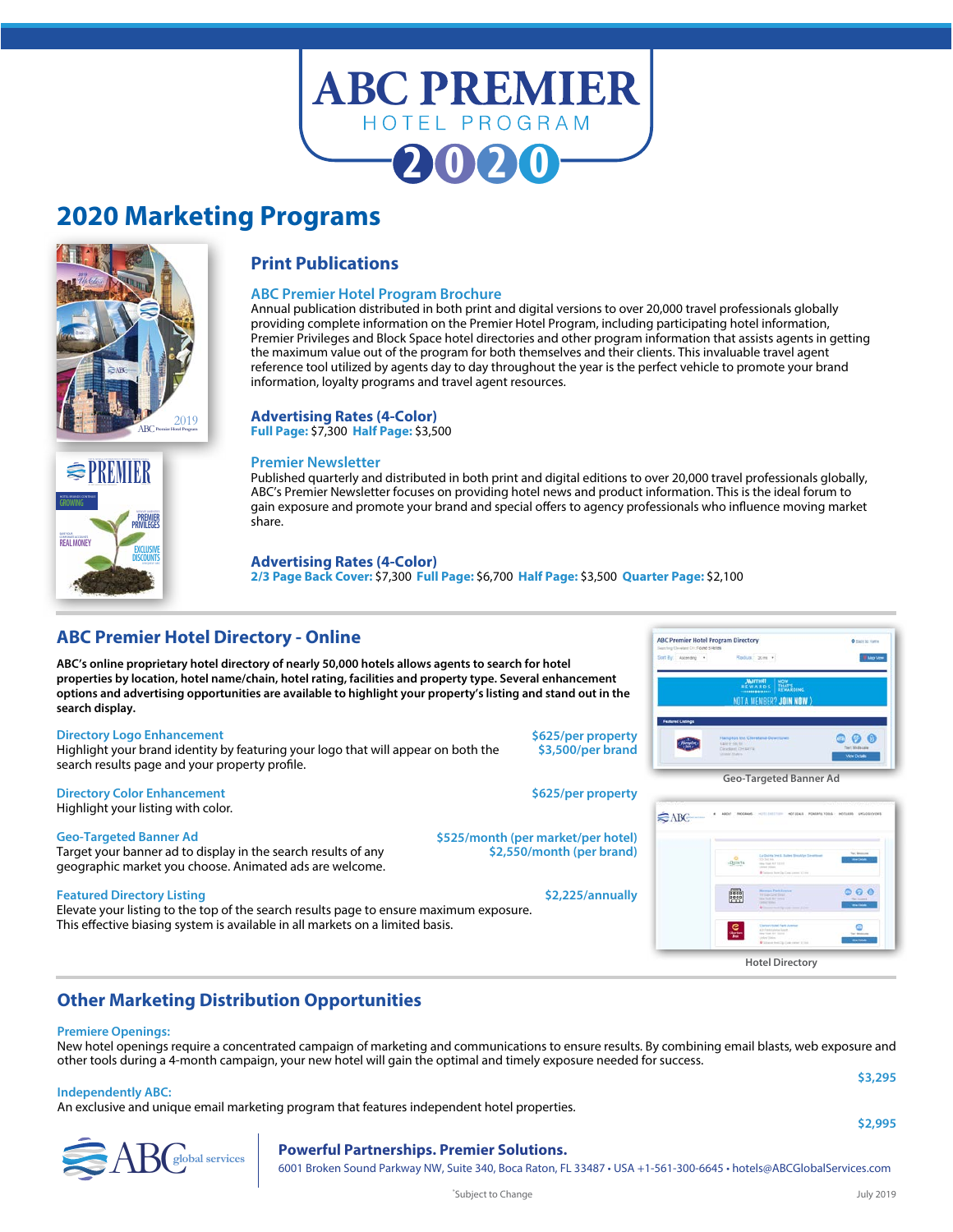# ABC PREMIER HOTEL PROGRAM 2020

## 2020 Marketing Programs

### Print Publications

**ABC Premier Hotel Program Brochure**

Annual publication distributed in both print and digital versions to over 20,000 travel professionals globally providing complete information on the Premier Hotel Program, including participating hotel information, Premier Privileges and Block Space hotel directories and other program information that assists agents in getting the maximum value out of the program for both themselves and their clients. This invaluable travel agent reference tool utilized by agents day to day throughout the year is the perfect vehicle to promote your brand information, loyalty programs and travel agent resources.

**Advertising Rates (4-Color)**
**Full Page:** $7,300 **Half Page:** $3,500

**Premier Newsletter**

Published quarterly and distributed in both print and digital editions to over 20,000 travel professionals globally, ABC's Premier Newsletter focuses on providing hotel news and product information. This is the ideal forum to gain exposure and promote your brand and special offers to agency professionals who influence moving market share.

**Advertising Rates (4-Color)**
**2/3 Page Back Cover:** $7,300 **Full Page:** $6,700 **Half Page:** $3,500 **Quarter Page:** $2,100

## ABC Premier Hotel Directory - Online

**ABC's online proprietary hotel directory of nearly 50,000 hotels allows agents to search for hotel properties by location, hotel name/chain, hotel rating, facilities and property type. Several enhancement options and advertising opportunities are available to highlight your property's listing and stand out in the search display.**

**Directory Logo Enhancement** — $625/per property; $3,500/per brand
Highlight your brand identity by featuring your logo that will appear on both the search results page and your property profile.

**Directory Color Enhancement** — $625/per property
Highlight your listing with color.

**Geo-Targeted Banner Ad** — $525/month (per market/per hotel); $2,550/month (per brand)
Target your banner ad to display in the search results of any geographic market you choose. Animated ads are welcome.

**Featured Directory Listing** — $2,225/annually
Elevate your listing to the top of the search results page to ensure maximum exposure. This effective biasing system is available in all markets on a limited basis.

Geo-Targeted Banner Ad

Hotel Directory

## Other Marketing Distribution Opportunities

**Premiere Openings:**
New hotel openings require a concentrated campaign of marketing and communications to ensure results. By combining email blasts, web exposure and other tools during a 4-month campaign, your new hotel will gain the optimal and timely exposure needed for success.

$3,295

**Independently ABC:**
An exclusive and unique email marketing program that features independent hotel properties.

$2,995

ABC global services

**Powerful Partnerships. Premier Solutions.**
6001 Broken Sound Parkway NW, Suite 340, Boca Raton, FL 33487 • USA +1-561-300-6645 • hotels@ABCGlobalServices.com

*Subject to Change

July 2019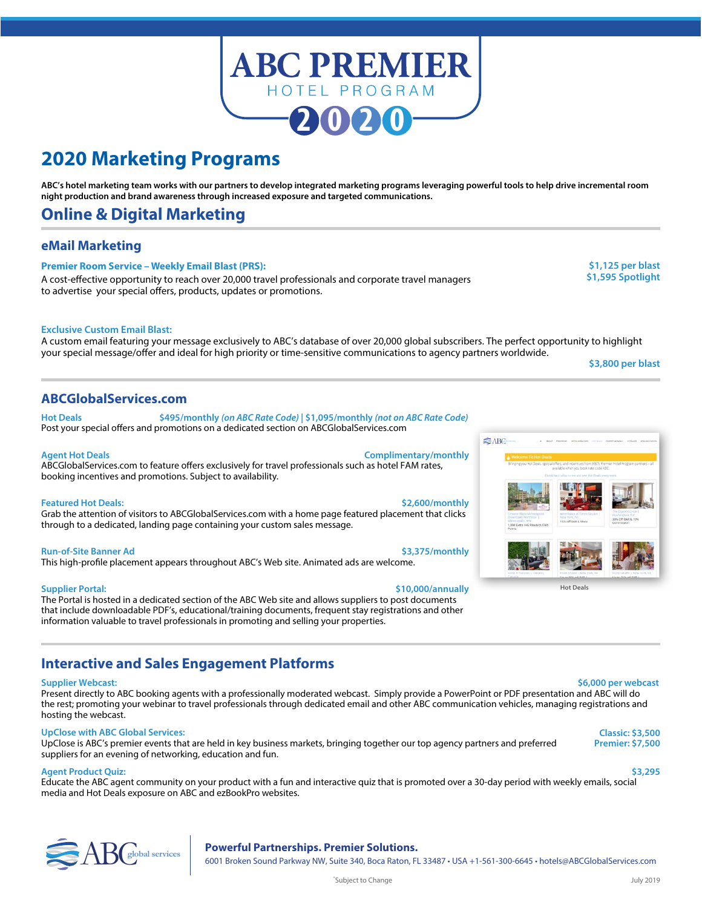# ABC PREMIER
HOTEL PROGRAM
2020

## 2020 Marketing Programs

**ABC's hotel marketing team works with our partners to develop integrated marketing programs leveraging powerful tools to help drive incremental room night production and brand awareness through increased exposure and targeted communications.**

## Online & Digital Marketing

### eMail Marketing

**Premier Room Service – Weekly Email Blast (PRS):** **$1,125 per blast** / **$1,595 Spotlight**
A cost-effective opportunity to reach over 20,000 travel professionals and corporate travel managers to advertise your special offers, products, updates or promotions.

**Exclusive Custom Email Blast:**
A custom email featuring your message exclusively to ABC's database of over 20,000 global subscribers. The perfect opportunity to highlight your special message/offer and ideal for high priority or time-sensitive communications to agency partners worldwide.
**$3,800 per blast**

### ABCGlobalServices.com

**Hot Deals** **$495/monthly** ***(on ABC Rate Code)*** **| $1,095/monthly** ***(not on ABC Rate Code)***
Post your special offers and promotions on a dedicated section on ABCGlobalServices.com

**Agent Hot Deals** **Complimentary/monthly**
ABCGlobalServices.com to feature offers exclusively for travel professionals such as hotel FAM rates, booking incentives and promotions. Subject to availability.

**Featured Hot Deals:** **$2,600/monthly**
Grab the attention of visitors to ABCGlobalServices.com with a home page featured placement that clicks through to a dedicated, landing page containing your custom sales message.

**Run-of-Site Banner Ad** **$3,375/monthly**
This high-profile placement appears throughout ABC's Web site. Animated ads are welcome.

**Supplier Portal:** **$10,000/annually**
The Portal is hosted in a dedicated section of the ABC Web site and allows suppliers to post documents that include downloadable PDF's, educational/training documents, frequent stay registrations and other information valuable to travel professionals in promoting and selling your properties.

Hot Deals

### Interactive and Sales Engagement Platforms

**Supplier Webcast:** **$6,000 per webcast**
Present directly to ABC booking agents with a professionally moderated webcast. Simply provide a PowerPoint or PDF presentation and ABC will do the rest; promoting your webinar to travel professionals through dedicated email and other ABC communication vehicles, managing registrations and hosting the webcast.

**UpClose with ABC Global Services:** **Classic: $3,500** / **Premier: $7,500**
UpClose is ABC's premier events that are held in key business markets, bringing together our top agency partners and preferred suppliers for an evening of networking, education and fun.

**Agent Product Quiz:** **$3,295**
Educate the ABC agent community on your product with a fun and interactive quiz that is promoted over a 30-day period with weekly emails, social media and Hot Deals exposure on ABC and ezBookPro websites.

ABC global services

**Powerful Partnerships. Premier Solutions.**
6001 Broken Sound Parkway NW, Suite 340, Boca Raton, FL 33487 • USA +1-561-300-6645 • hotels@ABCGlobalServices.com

*Subject to Change

July 2019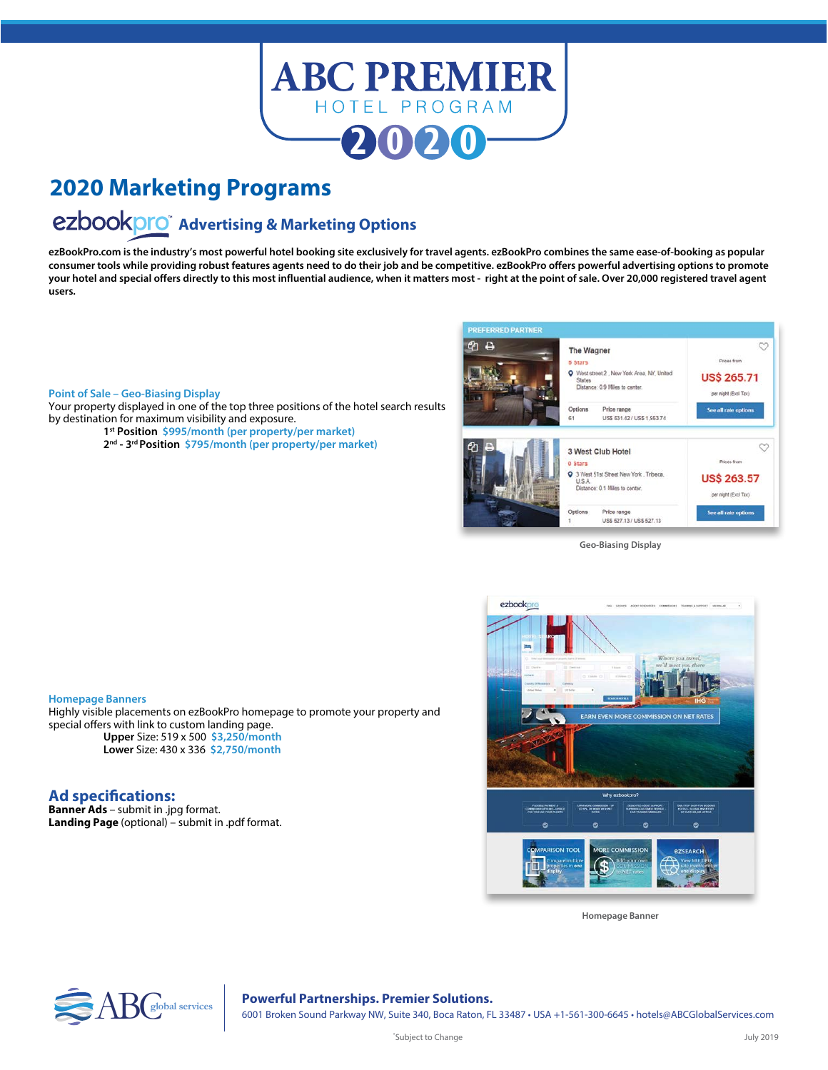# ABC PREMIER
HOTEL PROGRAM
2020

## 2020 Marketing Programs

### ezbookpro™ Advertising & Marketing Options

**ezBookPro.com is the industry's most powerful hotel booking site exclusively for travel agents. ezBookPro combines the same ease-of-booking as popular consumer tools while providing robust features agents need to do their job and be competitive. ezBookPro offers powerful advertising options to promote your hotel and special offers directly to this most influential audience, when it matters most - right at the point of sale. Over 20,000 registered travel agent users.**

**Point of Sale – Geo-Biasing Display**

Your property displayed in one of the top three positions of the hotel search results by destination for maximum visibility and exposure.

**1st Position** $995/month (per property/per market)

**2nd - 3rd Position** $795/month (per property/per market)

Geo-Biasing Display

**Homepage Banners**

Highly visible placements on ezBookPro homepage to promote your property and special offers with link to custom landing page.

**Upper** Size: 519 x 500 $3,250/month

**Lower** Size: 430 x 336 $2,750/month

Homepage Banner

## Ad specifications:

**Banner Ads** – submit in .jpg format.

**Landing Page** (optional) – submit in .pdf format.

ABC global services

**Powerful Partnerships. Premier Solutions.**

6001 Broken Sound Parkway NW, Suite 340, Boca Raton, FL 33487 • USA +1-561-300-6645 • hotels@ABCGlobalServices.com

*Subject to Change

July 2019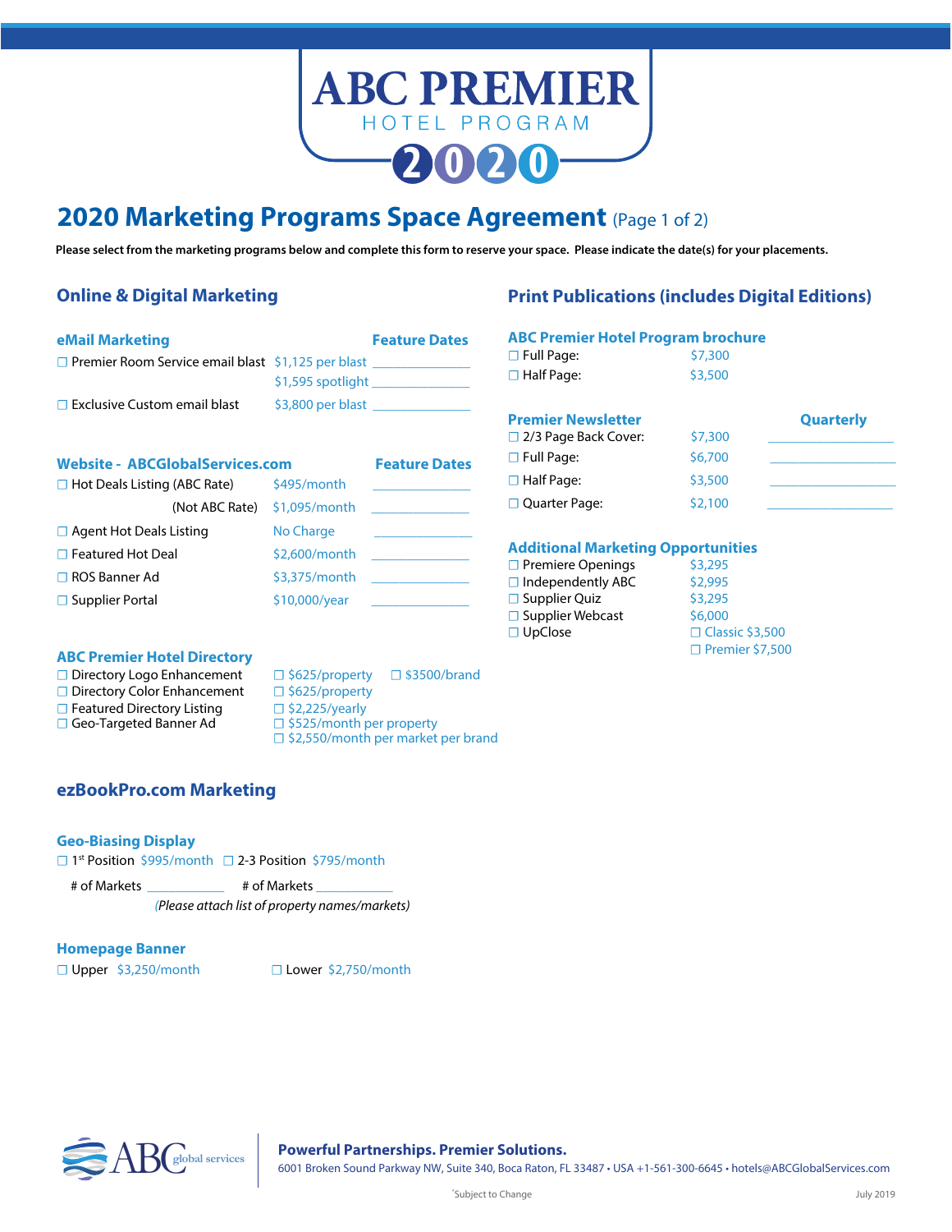# ABC PREMIER
HOTEL PROGRAM
2020

## 2020 Marketing Programs Space Agreement (Page 1 of 2)

**Please select from the marketing programs below and complete this form to reserve your space. Please indicate the date(s) for your placements.**

## Online & Digital Marketing

### eMail Marketing

| | | Feature Dates |
|---|---|---|
| ☐ Premier Room Service email blast | $1,125 per blast | ____________ |
| | $1,595 spotlight | ____________ |
| ☐ Exclusive Custom email blast | $3,800 per blast | ____________ |

### Website - ABCGlobalServices.com

| | | Feature Dates |
|---|---|---|
| ☐ Hot Deals Listing (ABC Rate) | $495/month | ____________ |
| (Not ABC Rate) | $1,095/month | ____________ |
| ☐ Agent Hot Deals Listing | No Charge | ____________ |
| ☐ Featured Hot Deal | $2,600/month | ____________ |
| ☐ ROS Banner Ad | $3,375/month | ____________ |
| ☐ Supplier Portal | $10,000/year | ____________ |

### ABC Premier Hotel Directory

| | |
|---|---|
| ☐ Directory Logo Enhancement | ☐ $625/property ☐ $3500/brand |
| ☐ Directory Color Enhancement | ☐ $625/property |
| ☐ Featured Directory Listing | ☐ $2,225/yearly |
| ☐ Geo-Targeted Banner Ad | ☐ $525/month per property |
| | ☐ $2,550/month per market per brand |

## ezBookPro.com Marketing

### Geo-Biasing Display

☐ 1st Position $995/month ☐ 2-3 Position $795/month

# of Markets __________ # of Markets __________

*(Please attach list of property names/markets)*

### Homepage Banner

☐ Upper $3,250/month ☐ Lower $2,750/month

## Print Publications (includes Digital Editions)

### ABC Premier Hotel Program brochure

| | |
|---|---|
| ☐ Full Page: | $7,300 |
| ☐ Half Page: | $3,500 |

### Premier Newsletter

| | | Quarterly |
|---|---|---|
| ☐ 2/3 Page Back Cover: | $7,300 | ____________ |
| ☐ Full Page: | $6,700 | ____________ |
| ☐ Half Page: | $3,500 | ____________ |
| ☐ Quarter Page: | $2,100 | ____________ |

### Additional Marketing Opportunities

| | |
|---|---|
| ☐ Premiere Openings | $3,295 |
| ☐ Independently ABC | $2,995 |
| ☐ Supplier Quiz | $3,295 |
| ☐ Supplier Webcast | $6,000 |
| ☐ UpClose | ☐ Classic $3,500 |
| | ☐ Premier $7,500 |

ABC global services

**Powerful Partnerships. Premier Solutions.**
6001 Broken Sound Parkway NW, Suite 340, Boca Raton, FL 33487 • USA +1-561-300-6645 • hotels@ABCGlobalServices.com

*Subject to Change

July 2019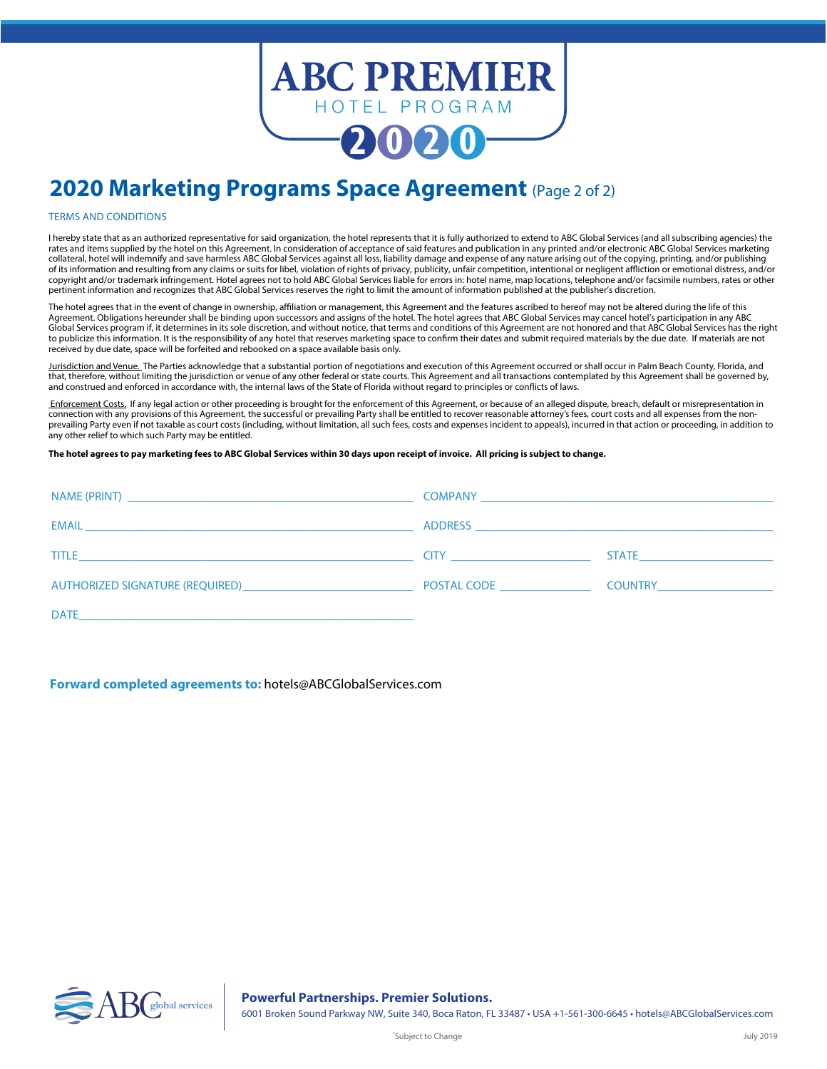# ABC PREMIER

HOTEL PROGRAM

2020

## 2020 Marketing Programs Space Agreement (Page 2 of 2)

TERMS AND CONDITIONS

I hereby state that as an authorized representative for said organization, the hotel represents that it is fully authorized to extend to ABC Global Services (and all subscribing agencies) the rates and items supplied by the hotel on this Agreement. In consideration of acceptance of said features and publication in any printed and/or electronic ABC Global Services marketing collateral, hotel will indemnify and save harmless ABC Global Services against all loss, liability damage and expense of any nature arising out of the copying, printing, and/or publishing of its information and resulting from any claims or suits for libel, violation of rights of privacy, publicity, unfair competition, intentional or negligent affliction or emotional distress, and/or copyright and/or trademark infringement. Hotel agrees not to hold ABC Global Services liable for errors in: hotel name, map locations, telephone and/or facsimile numbers, rates or other pertinent information and recognizes that ABC Global Services reserves the right to limit the amount of information published at the publisher's discretion.

The hotel agrees that in the event of change in ownership, affiliation or management, this Agreement and the features ascribed to hereof may not be altered during the life of this Agreement. Obligations hereunder shall be binding upon successors and assigns of the hotel. The hotel agrees that ABC Global Services may cancel hotel's participation in any ABC Global Services program if, it determines in its sole discretion, and without notice, that terms and conditions of this Agreement are not honored and that ABC Global Services has the right to publicize this information. It is the responsibility of any hotel that reserves marketing space to confirm their dates and submit required materials by the due date. If materials are not received by due date, space will be forfeited and rebooked on a space available basis only.

Jurisdiction and Venue. The Parties acknowledge that a substantial portion of negotiations and execution of this Agreement occurred or shall occur in Palm Beach County, Florida, and that, therefore, without limiting the jurisdiction or venue of any other federal or state courts. This Agreement and all transactions contemplated by this Agreement shall be governed by, and construed and enforced in accordance with, the internal laws of the State of Florida without regard to principles or conflicts of laws.

Enforcement Costs. If any legal action or other proceeding is brought for the enforcement of this Agreement, or because of an alleged dispute, breach, default or misrepresentation in connection with any provisions of this Agreement, the successful or prevailing Party shall be entitled to recover reasonable attorney's fees, court costs and all expenses from the non-prevailing Party even if not taxable as court costs (including, without limitation, all such fees, costs and expenses incident to appeals), incurred in that action or proceeding, in addition to any other relief to which such Party may be entitled.

**The hotel agrees to pay marketing fees to ABC Global Services within 30 days upon receipt of invoice. All pricing is subject to change.**

NAME (PRINT) ______________________ COMPANY ______________________

EMAIL ______________________ ADDRESS ______________________

TITLE ______________________ CITY ______________ STATE ______________

AUTHORIZED SIGNATURE (REQUIRED) ______________________ POSTAL CODE ______________ COUNTRY ______________

DATE ______________________

**Forward completed agreements to:** hotels@ABCGlobalServices.com

ABC global services

**Powerful Partnerships. Premier Solutions.**

6001 Broken Sound Parkway NW, Suite 340, Boca Raton, FL 33487 • USA +1-561-300-6645 • hotels@ABCGlobalServices.com

*Subject to Change

July 2019